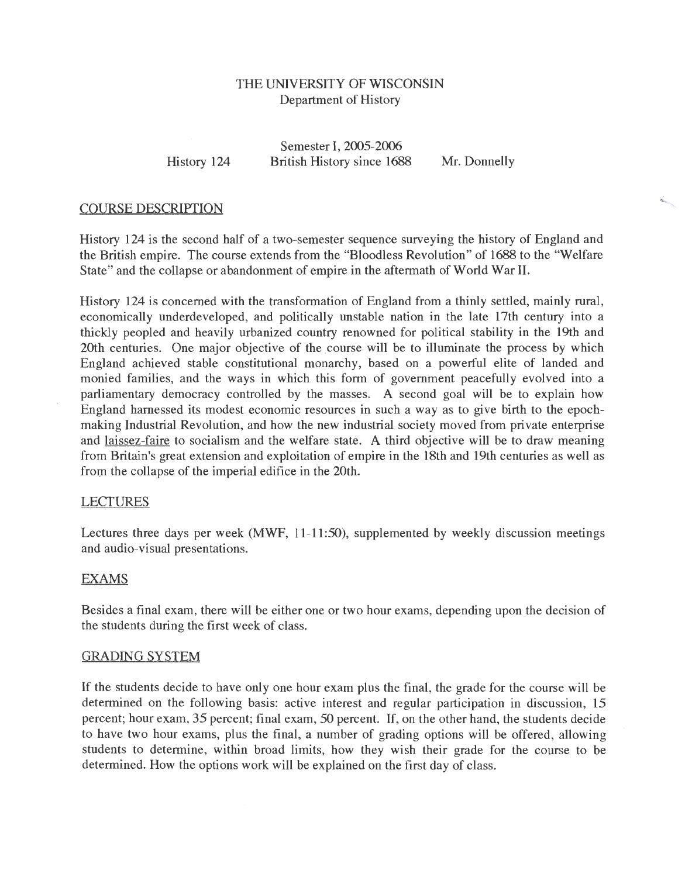# THE UNIVERSITY OF WISCONSIN

Department of History

Semester I, 2005-2006

History 124 — British History since 1688 — Mr. Donnelly

## COURSE DESCRIPTION

History 124 is the second half of a two-semester sequence surveying the history of England and the British empire. The course extends from the "Bloodless Revolution" of 1688 to the "Welfare State" and the collapse or abandonment of empire in the aftermath of World War II.

History 124 is concerned with the transformation of England from a thinly settled, mainly rural, economically underdeveloped, and politically unstable nation in the late 17th century into a thickly peopled and heavily urbanized country renowned for political stability in the 19th and 20th centuries. One major objective of the course will be to illuminate the process by which England achieved stable constitutional monarchy, based on a powerful elite of landed and monied families, and the ways in which this form of government peacefully evolved into a parliamentary democracy controlled by the masses. A second goal will be to explain how England harnessed its modest economic resources in such a way as to give birth to the epoch-making Industrial Revolution, and how the new industrial society moved from private enterprise and laissez-faire to socialism and the welfare state. A third objective will be to draw meaning from Britain's great extension and exploitation of empire in the 18th and 19th centuries as well as from the collapse of the imperial edifice in the 20th.

## LECTURES

Lectures three days per week (MWF, 11-11:50), supplemented by weekly discussion meetings and audio-visual presentations.

## EXAMS

Besides a final exam, there will be either one or two hour exams, depending upon the decision of the students during the first week of class.

## GRADING SYSTEM

If the students decide to have only one hour exam plus the final, the grade for the course will be determined on the following basis: active interest and regular participation in discussion, 15 percent; hour exam, 35 percent; final exam, 50 percent. If, on the other hand, the students decide to have two hour exams, plus the final, a number of grading options will be offered, allowing students to determine, within broad limits, how they wish their grade for the course to be determined. How the options work will be explained on the first day of class.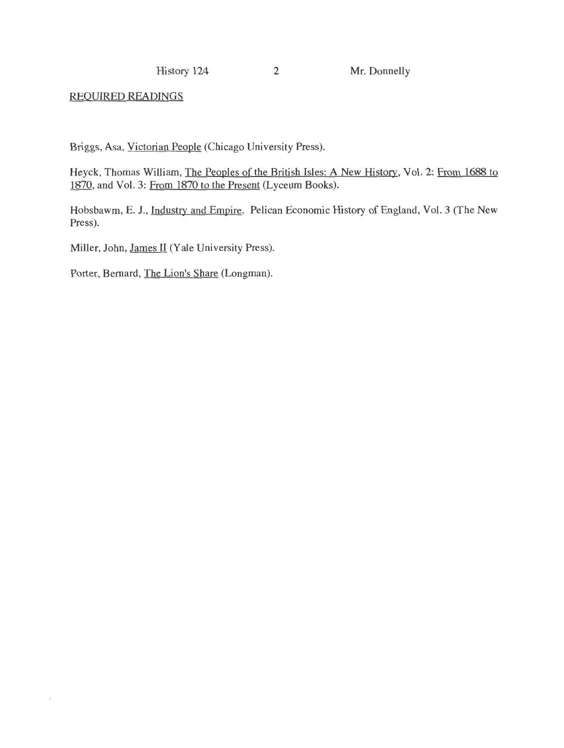## REQUIRED READINGS

Briggs, Asa, Victorian People (Chicago University Press).

Heyck, Thomas William, The Peoples of the British Isles: A New History, Vol. 2: From 1688 to 1870, and Vol. 3: From 1870 to the Present (Lyceum Books).

Hobsbawm, E. J., Industry and Empire. Pelican Economic History of England, Vol. 3 (The New Press).

Miller, John, James II (Yale University Press).

Porter, Bernard, The Lion's Share (Longman).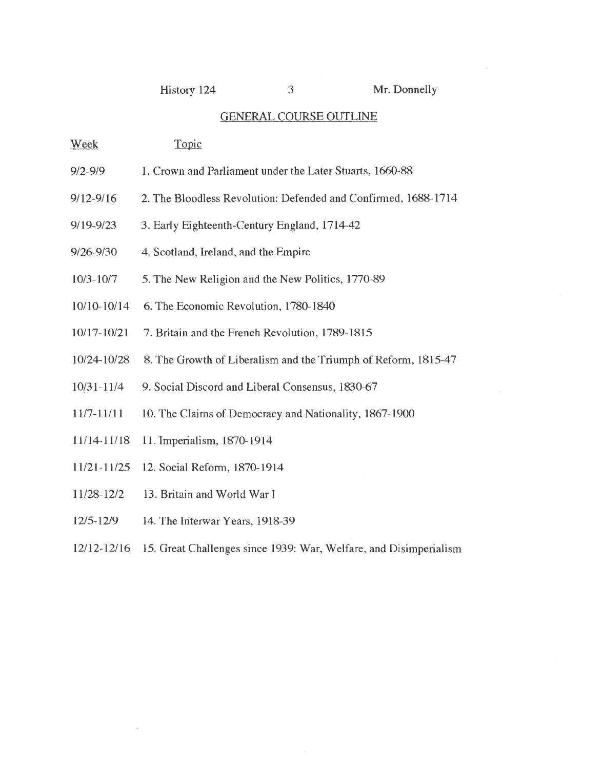## GENERAL COURSE OUTLINE

| Week | Topic |
| --- | --- |
| 9/2-9/9 | 1. Crown and Parliament under the Later Stuarts, 1660-88 |
| 9/12-9/16 | 2. The Bloodless Revolution: Defended and Confirmed, 1688-1714 |
| 9/19-9/23 | 3. Early Eighteenth-Century England, 1714-42 |
| 9/26-9/30 | 4. Scotland, Ireland, and the Empire |
| 10/3-10/7 | 5. The New Religion and the New Politics, 1770-89 |
| 10/10-10/14 | 6. The Economic Revolution, 1780-1840 |
| 10/17-10/21 | 7. Britain and the French Revolution, 1789-1815 |
| 10/24-10/28 | 8. The Growth of Liberalism and the Triumph of Reform, 1815-47 |
| 10/31-11/4 | 9. Social Discord and Liberal Consensus, 1830-67 |
| 11/7-11/11 | 10. The Claims of Democracy and Nationality, 1867-1900 |
| 11/14-11/18 | 11. Imperialism, 1870-1914 |
| 11/21-11/25 | 12. Social Reform, 1870-1914 |
| 11/28-12/2 | 13. Britain and World War I |
| 12/5-12/9 | 14. The Interwar Years, 1918-39 |
| 12/12-12/16 | 15. Great Challenges since 1939: War, Welfare, and Disimperialism |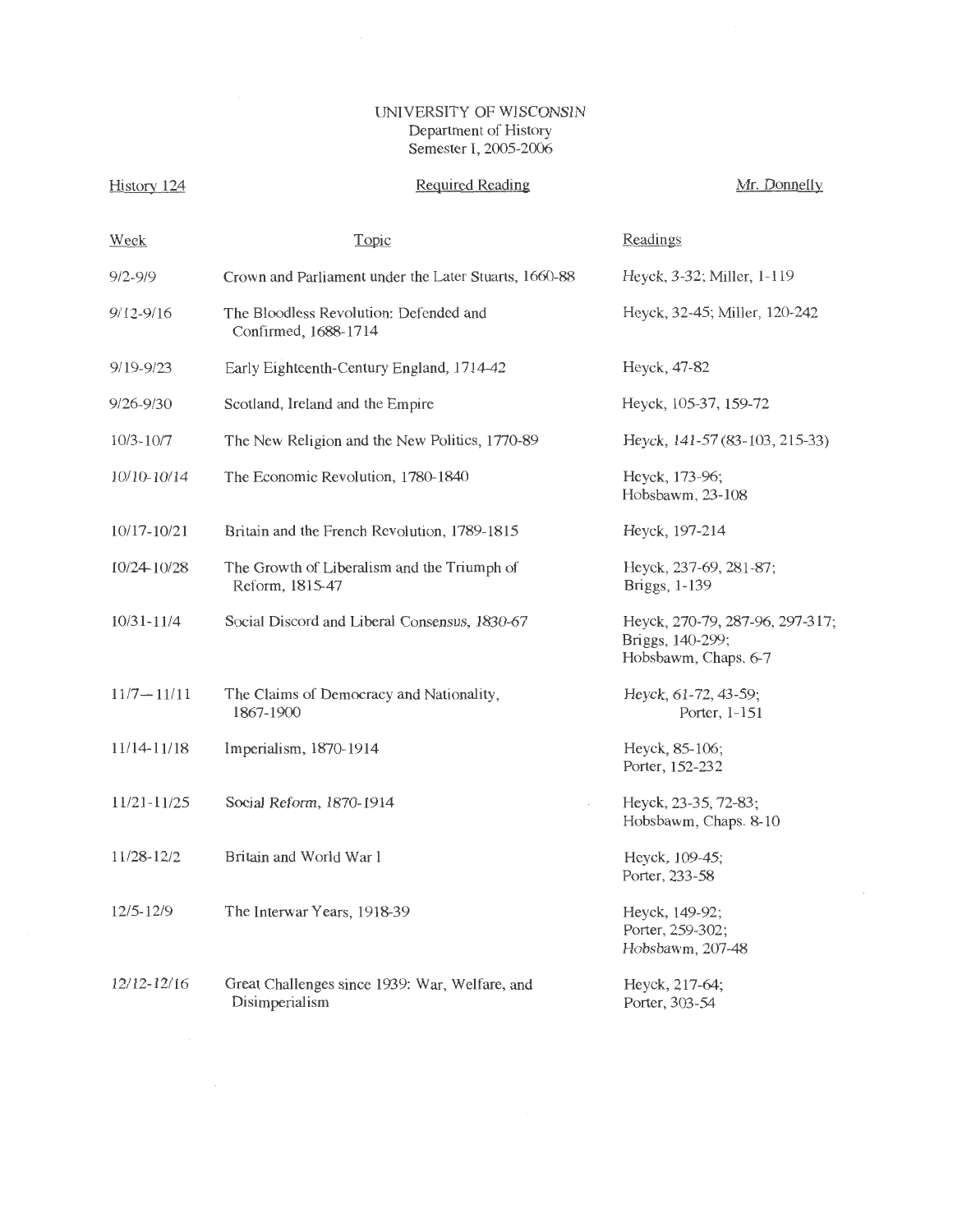UNIVERSITY OF WISCONSIN
Department of History
Semester I, 2005-2006

History 124 | Required Reading | Mr. Donnelly

| Week | Topic | Readings |
|---|---|---|
| 9/2-9/9 | Crown and Parliament under the Later Stuarts, 1660-88 | Heyck, 3-32; Miller, 1-119 |
| 9/12-9/16 | The Bloodless Revolution: Defended and Confirmed, 1688-1714 | Heyck, 32-45; Miller, 120-242 |
| 9/19-9/23 | Early Eighteenth-Century England, 1714-42 | Heyck, 47-82 |
| 9/26-9/30 | Scotland, Ireland and the Empire | Heyck, 105-37, 159-72 |
| 10/3-10/7 | The New Religion and the New Politics, 1770-89 | Heyck, 141-57 (83-103, 215-33) |
| 10/10-10/14 | The Economic Revolution, 1780-1840 | Heyck, 173-96; Hobsbawm, 23-108 |
| 10/17-10/21 | Britain and the French Revolution, 1789-1815 | Heyck, 197-214 |
| 10/24-10/28 | The Growth of Liberalism and the Triumph of Reform, 1815-47 | Heyck, 237-69, 281-87; Briggs, 1-139 |
| 10/31-11/4 | Social Discord and Liberal Consensus, 1830-67 | Heyck, 270-79, 287-96, 297-317; Briggs, 140-299; Hobsbawm, Chaps. 6-7 |
| 11/7—11/11 | The Claims of Democracy and Nationality, 1867-1900 | Heyck, 61-72, 43-59; Porter, 1-151 |
| 11/14-11/18 | Imperialism, 1870-1914 | Heyck, 85-106; Porter, 152-232 |
| 11/21-11/25 | Social Reform, 1870-1914 | Heyck, 23-35, 72-83; Hobsbawm, Chaps. 8-10 |
| 11/28-12/2 | Britain and World War I | Heyck, 109-45; Porter, 233-58 |
| 12/5-12/9 | The Interwar Years, 1918-39 | Heyck, 149-92; Porter, 259-302; Hobsbawm, 207-48 |
| 12/12-12/16 | Great Challenges since 1939: War, Welfare, and Disimperialism | Heyck, 217-64; Porter, 303-54 |